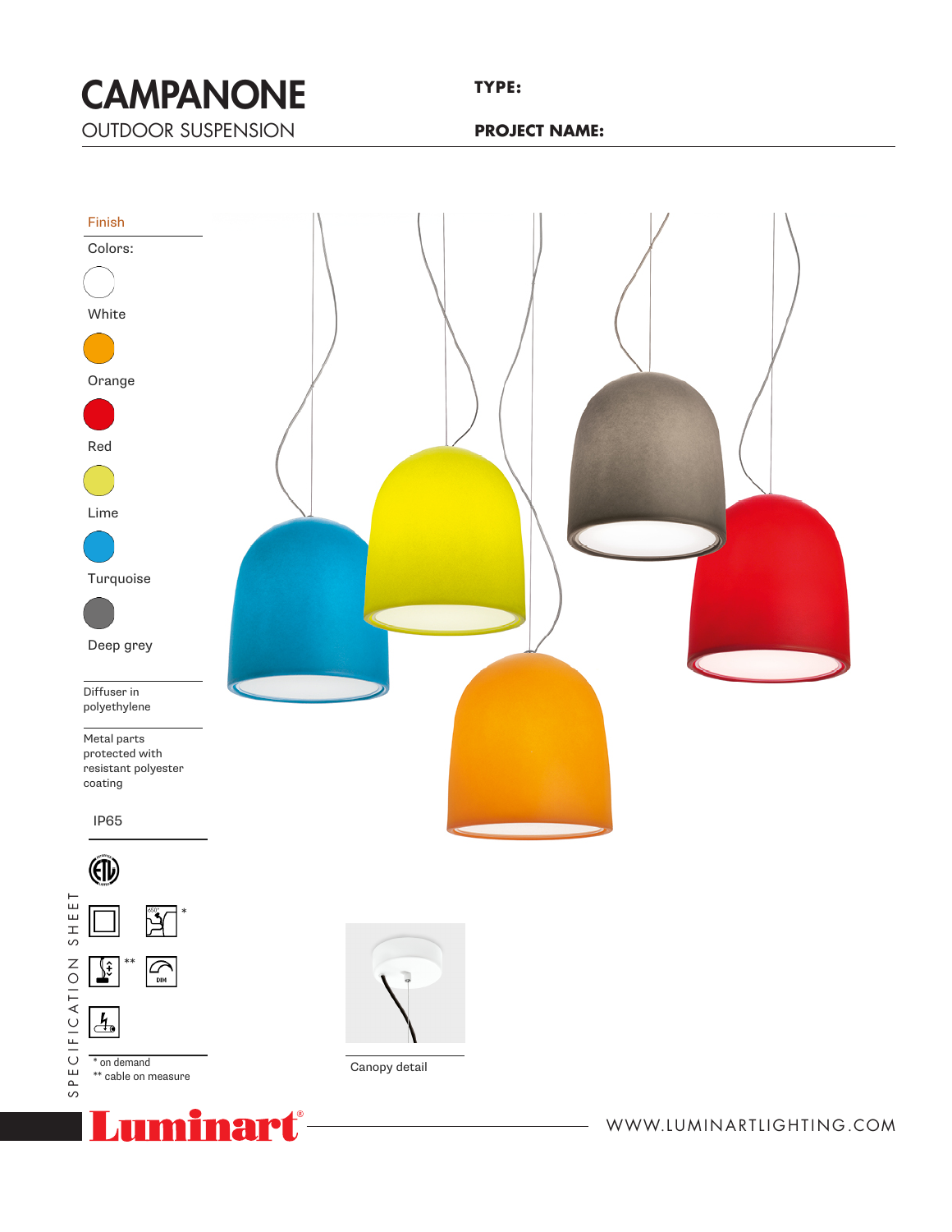# CAMPANONE

OUTDOOR SUSPENSION

**TYPE:**

**PROJECT NAME:**

Finish

Colors:

- White
- Orange
- Red
- Lime
- Turquoise
- Deep grey

Diffuser in polyethylene

Metal parts protected with resistant polyester coating

IP65

\* on demand
\*\* cable on measure

Canopy detail

WWW.LUMINARTLIGHTING.COM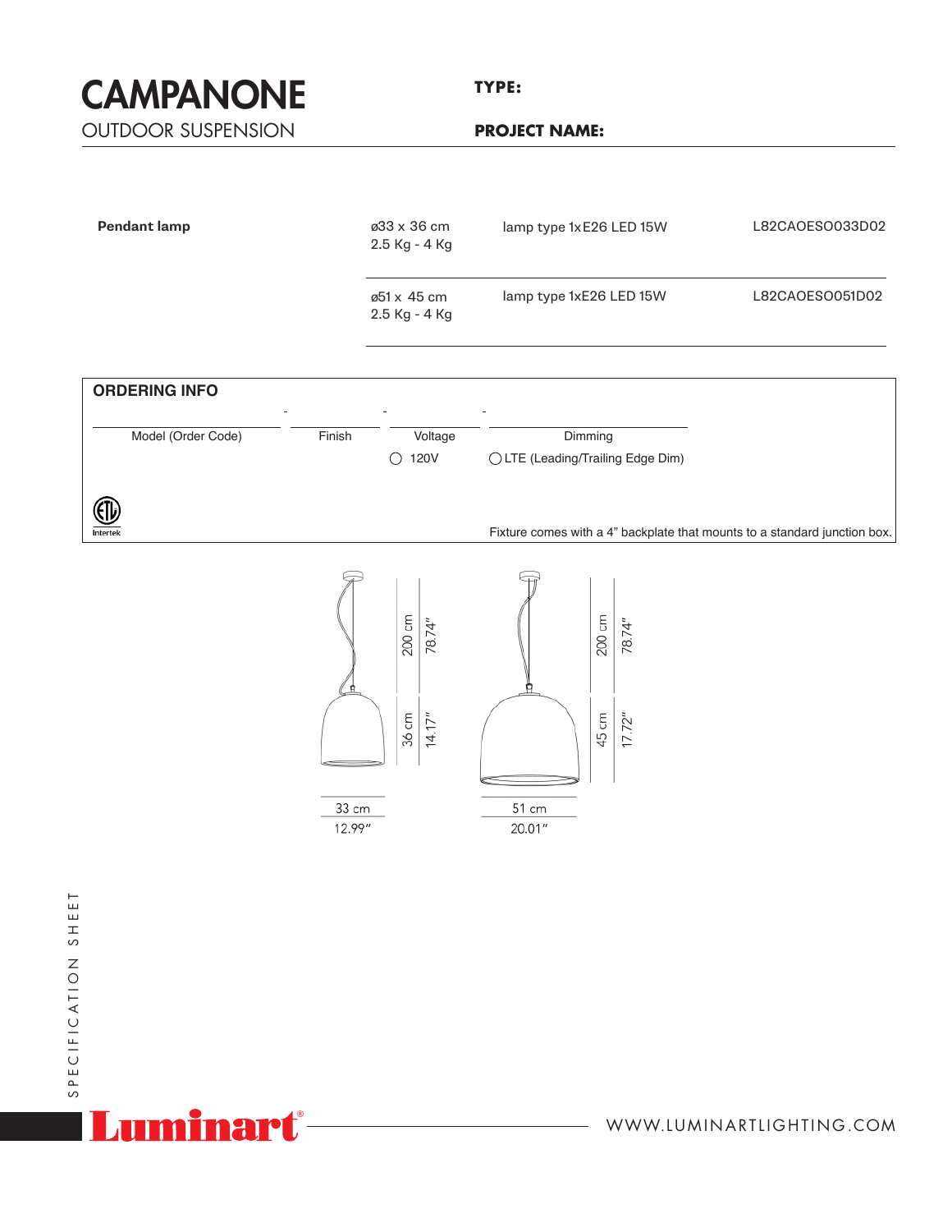# CAMPANONE

OUTDOOR SUSPENSION

**TYPE:**

**PROJECT NAME:**

| | | | |
|---|---|---|---|
| **Pendant lamp** | ø33 x 36 cm<br>2.5 Kg - 4 Kg | lamp type 1xE26 LED 15W | L82CAOESO033D02 |
| | ø51 x 45 cm<br>2.5 Kg - 4 Kg | lamp type 1xE26 LED 15W | L82CAOESO051D02 |

## ORDERING INFO

| Model (Order Code) | Finish | Voltage | Dimming |
|---|---|---|---|
| | | ◯ 120V | ◯ LTE (Leading/Trailing Edge Dim) |

Intertek

Fixture comes with a 4" backplate that mounts to a standard junction box.

200 cm
78.74"
36 cm
14.17"
33 cm
12.99"

200 cm
78.74"
45 cm
17.72"
51 cm
20.01"

SPECIFICATION SHEET

Luminart®

WWW.LUMINARTLIGHTING.COM